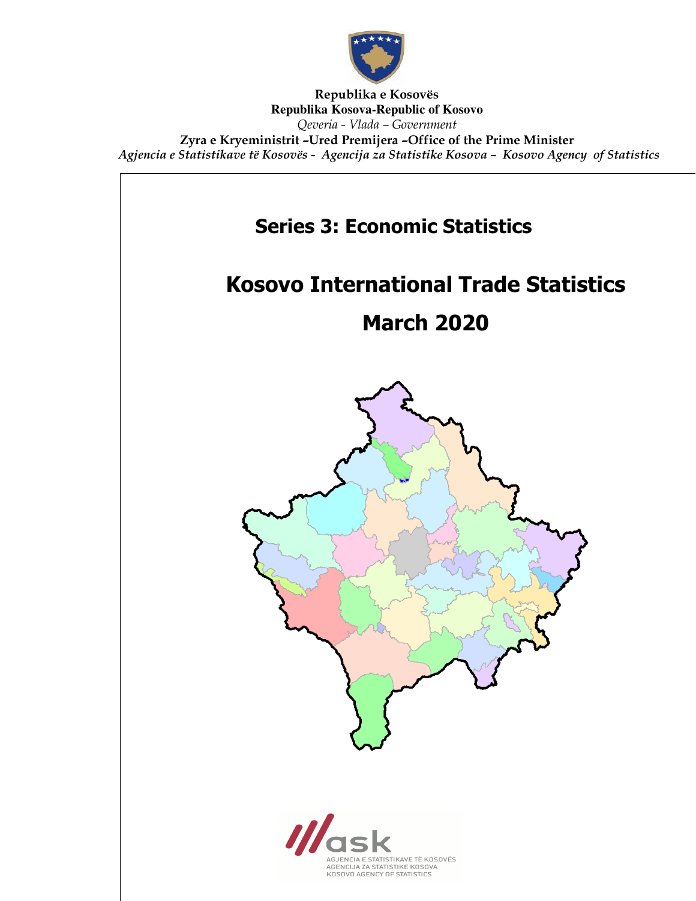**Republika e Kosovës**
**Republika Kosova-Republic of Kosovo**
*Qeveria - Vlada – Government*
**Zyra e Kryeministrit –Ured Premijera –Office of the Prime Minister**
*Agjencia e Statistikave të Kosovës - Agencija za Statistike Kosova – Kosovo Agency of Statistics*

## Series 3: Economic Statistics

# Kosovo International Trade Statistics

# March 2020

AGJENCIA E STATISTIKAVE TË KOSOVËS
AGENCIJA ZA STATISTIKE KOSOVA
KOSOVO AGENCY OF STATISTICS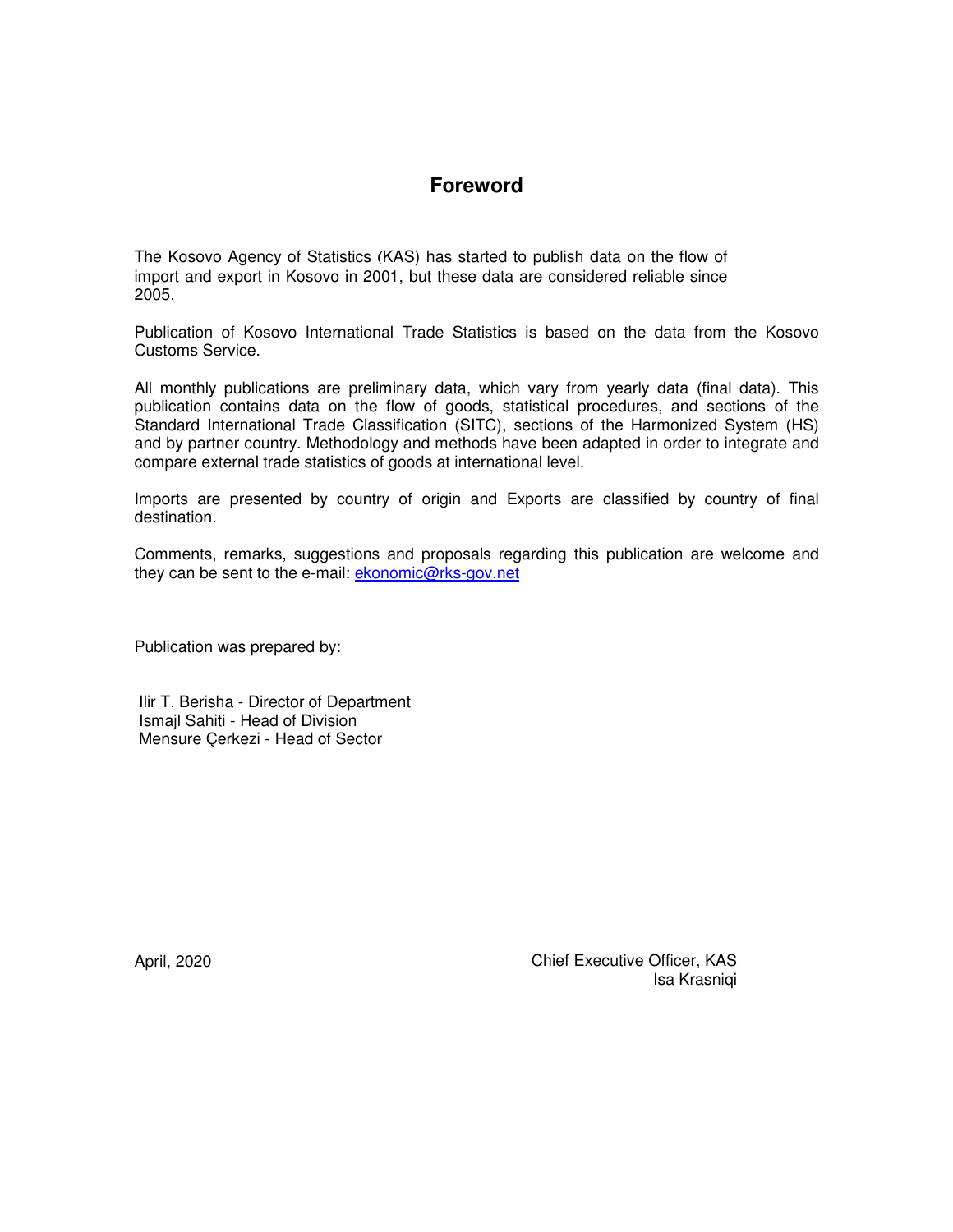# Foreword

The Kosovo Agency of Statistics (KAS) has started to publish data on the flow of import and export in Kosovo in 2001, but these data are considered reliable since 2005.

Publication of Kosovo International Trade Statistics is based on the data from the Kosovo Customs Service.

All monthly publications are preliminary data, which vary from yearly data (final data). This publication contains data on the flow of goods, statistical procedures, and sections of the Standard International Trade Classification (SITC), sections of the Harmonized System (HS) and by partner country. Methodology and methods have been adapted in order to integrate and compare external trade statistics of goods at international level.

Imports are presented by country of origin and Exports are classified by country of final destination.

Comments, remarks, suggestions and proposals regarding this publication are welcome and they can be sent to the e-mail: ekonomic@rks-gov.net

Publication was prepared by:

Ilir T. Berisha - Director of Department
Ismajl Sahiti - Head of Division
Mensure Çerkezi - Head of Sector

April, 2020

Chief Executive Officer, KAS
Isa Krasniqi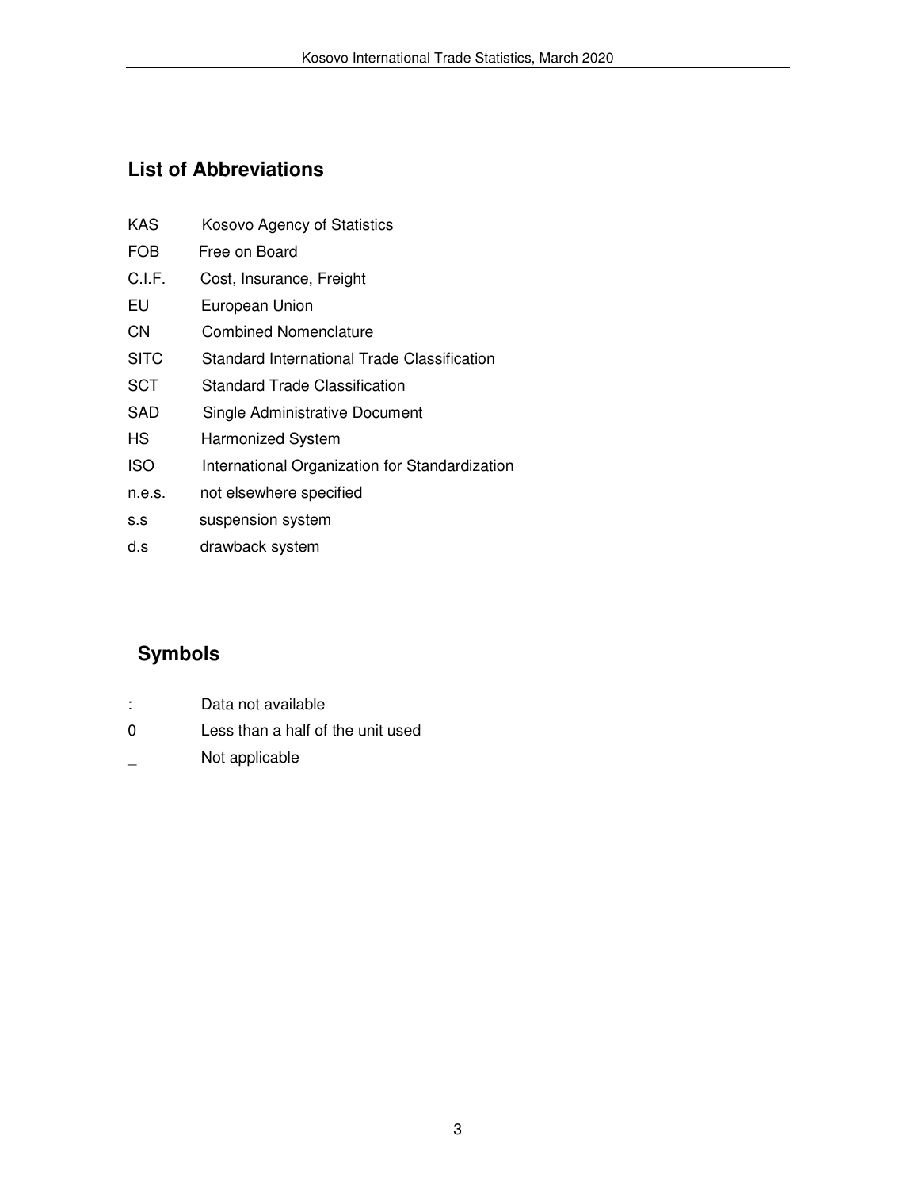## List of Abbreviations

| | |
|---|---|
| KAS | Kosovo Agency of Statistics |
| FOB | Free on Board |
| C.I.F. | Cost, Insurance, Freight |
| EU | European Union |
| CN | Combined Nomenclature |
| SITC | Standard International Trade Classification |
| SCT | Standard Trade Classification |
| SAD | Single Administrative Document |
| HS | Harmonized System |
| ISO | International Organization for Standardization |
| n.e.s. | not elsewhere specified |
| s.s | suspension system |
| d.s | drawback system |

## Symbols

| | |
|---|---|
| : | Data not available |
| 0 | Less than a half of the unit used |
| _ | Not applicable |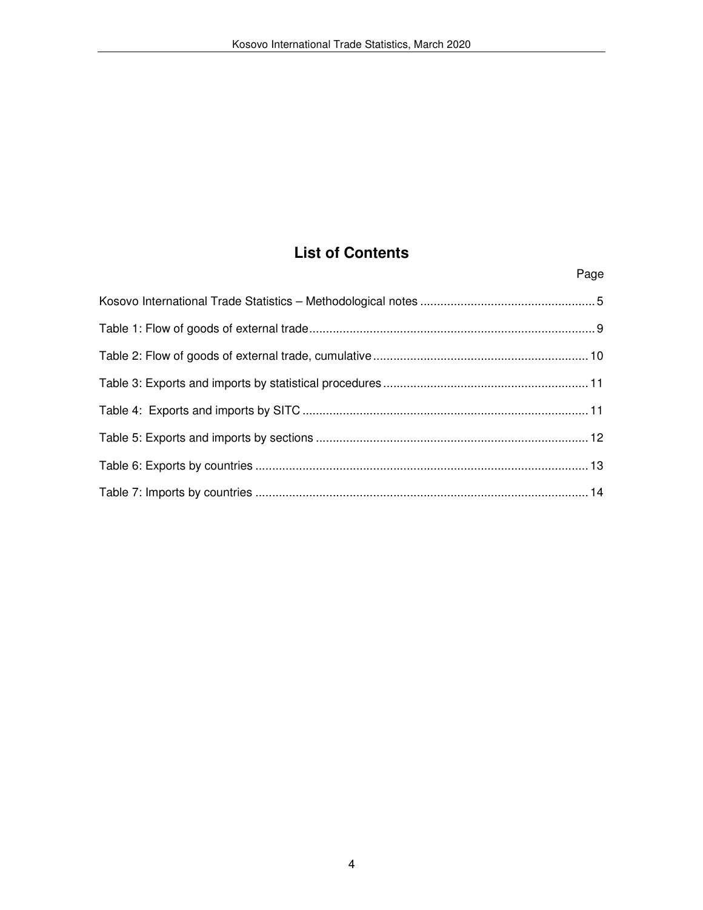# List of Contents

| | Page |
|---|---|
| Kosovo International Trade Statistics – Methodological notes | 5 |
| Table 1: Flow of goods of external trade | 9 |
| Table 2: Flow of goods of external trade, cumulative | 10 |
| Table 3: Exports and imports by statistical procedures | 11 |
| Table 4: Exports and imports by SITC | 11 |
| Table 5: Exports and imports by sections | 12 |
| Table 6: Exports by countries | 13 |
| Table 7: Imports by countries | 14 |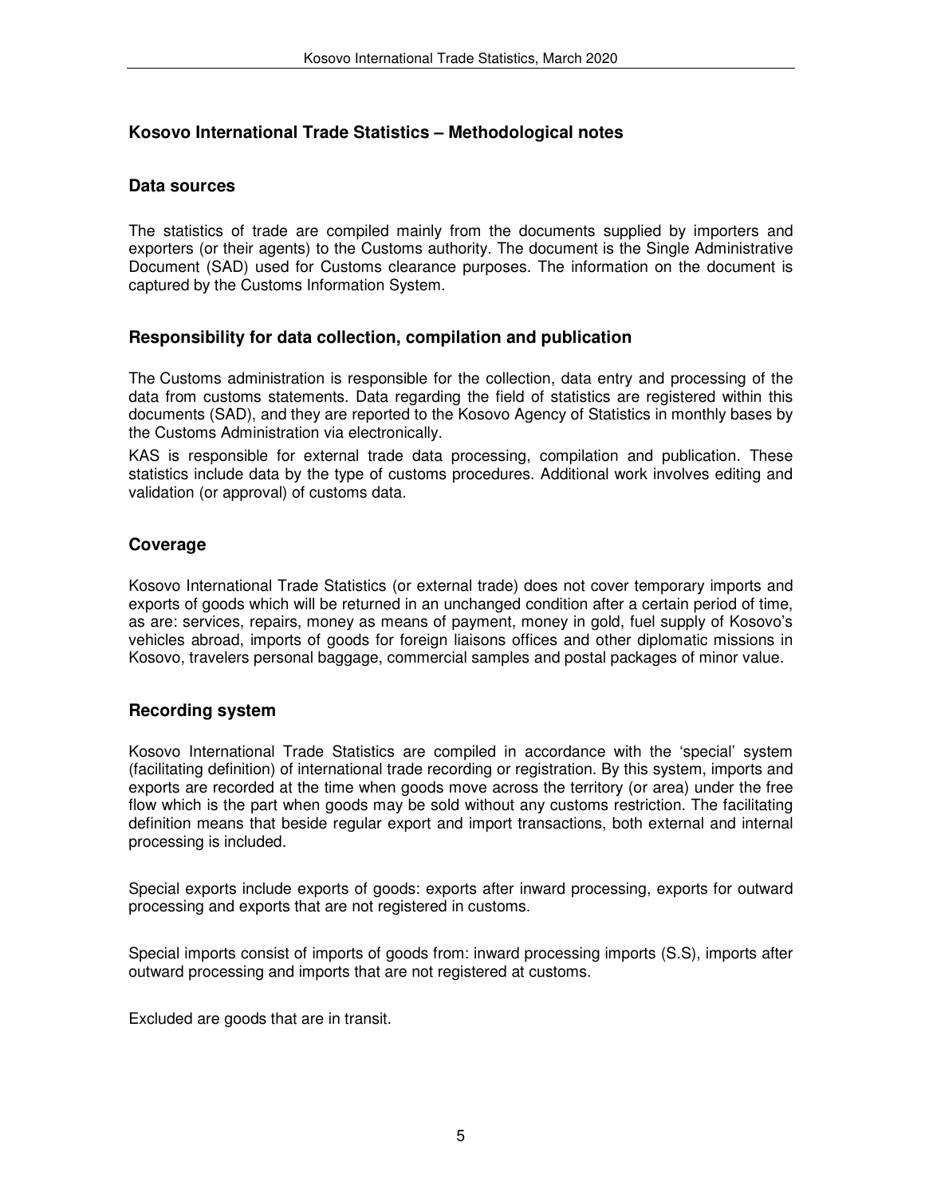## Kosovo International Trade Statistics – Methodological notes

### Data sources

The statistics of trade are compiled mainly from the documents supplied by importers and exporters (or their agents) to the Customs authority. The document is the Single Administrative Document (SAD) used for Customs clearance purposes. The information on the document is captured by the Customs Information System.

### Responsibility for data collection, compilation and publication

The Customs administration is responsible for the collection, data entry and processing of the data from customs statements. Data regarding the field of statistics are registered within this documents (SAD), and they are reported to the Kosovo Agency of Statistics in monthly bases by the Customs Administration via electronically.

KAS is responsible for external trade data processing, compilation and publication. These statistics include data by the type of customs procedures. Additional work involves editing and validation (or approval) of customs data.

### Coverage

Kosovo International Trade Statistics (or external trade) does not cover temporary imports and exports of goods which will be returned in an unchanged condition after a certain period of time, as are: services, repairs, money as means of payment, money in gold, fuel supply of Kosovo's vehicles abroad, imports of goods for foreign liaisons offices and other diplomatic missions in Kosovo, travelers personal baggage, commercial samples and postal packages of minor value.

### Recording system

Kosovo International Trade Statistics are compiled in accordance with the 'special' system (facilitating definition) of international trade recording or registration. By this system, imports and exports are recorded at the time when goods move across the territory (or area) under the free flow which is the part when goods may be sold without any customs restriction. The facilitating definition means that beside regular export and import transactions, both external and internal processing is included.

Special exports include exports of goods: exports after inward processing, exports for outward processing and exports that are not registered in customs.

Special imports consist of imports of goods from: inward processing imports (S.S), imports after outward processing and imports that are not registered at customs.

Excluded are goods that are in transit.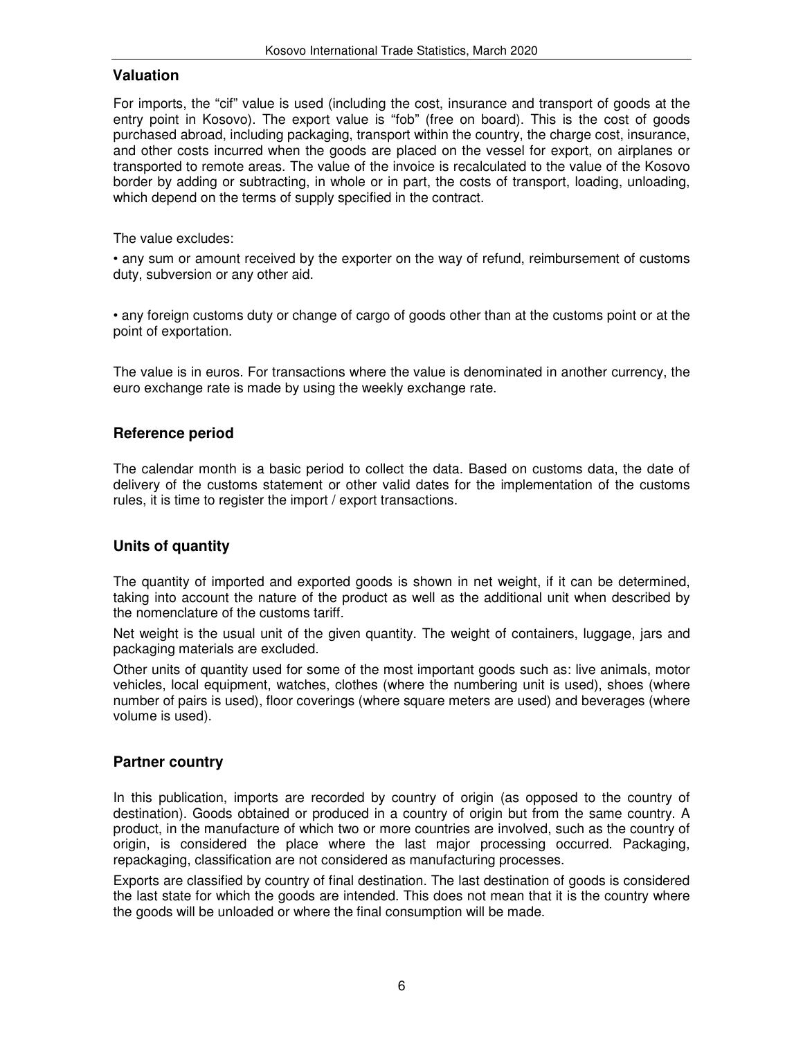## Valuation

For imports, the "cif" value is used (including the cost, insurance and transport of goods at the entry point in Kosovo). The export value is "fob" (free on board). This is the cost of goods purchased abroad, including packaging, transport within the country, the charge cost, insurance, and other costs incurred when the goods are placed on the vessel for export, on airplanes or transported to remote areas. The value of the invoice is recalculated to the value of the Kosovo border by adding or subtracting, in whole or in part, the costs of transport, loading, unloading, which depend on the terms of supply specified in the contract.

The value excludes:

• any sum or amount received by the exporter on the way of refund, reimbursement of customs duty, subversion or any other aid.

• any foreign customs duty or change of cargo of goods other than at the customs point or at the point of exportation.

The value is in euros. For transactions where the value is denominated in another currency, the euro exchange rate is made by using the weekly exchange rate.

## Reference period

The calendar month is a basic period to collect the data. Based on customs data, the date of delivery of the customs statement or other valid dates for the implementation of the customs rules, it is time to register the import / export transactions.

## Units of quantity

The quantity of imported and exported goods is shown in net weight, if it can be determined, taking into account the nature of the product as well as the additional unit when described by the nomenclature of the customs tariff.

Net weight is the usual unit of the given quantity. The weight of containers, luggage, jars and packaging materials are excluded.

Other units of quantity used for some of the most important goods such as: live animals, motor vehicles, local equipment, watches, clothes (where the numbering unit is used), shoes (where number of pairs is used), floor coverings (where square meters are used) and beverages (where volume is used).

## Partner country

In this publication, imports are recorded by country of origin (as opposed to the country of destination). Goods obtained or produced in a country of origin but from the same country. A product, in the manufacture of which two or more countries are involved, such as the country of origin, is considered the place where the last major processing occurred. Packaging, repackaging, classification are not considered as manufacturing processes.

Exports are classified by country of final destination. The last destination of goods is considered the last state for which the goods are intended. This does not mean that it is the country where the goods will be unloaded or where the final consumption will be made.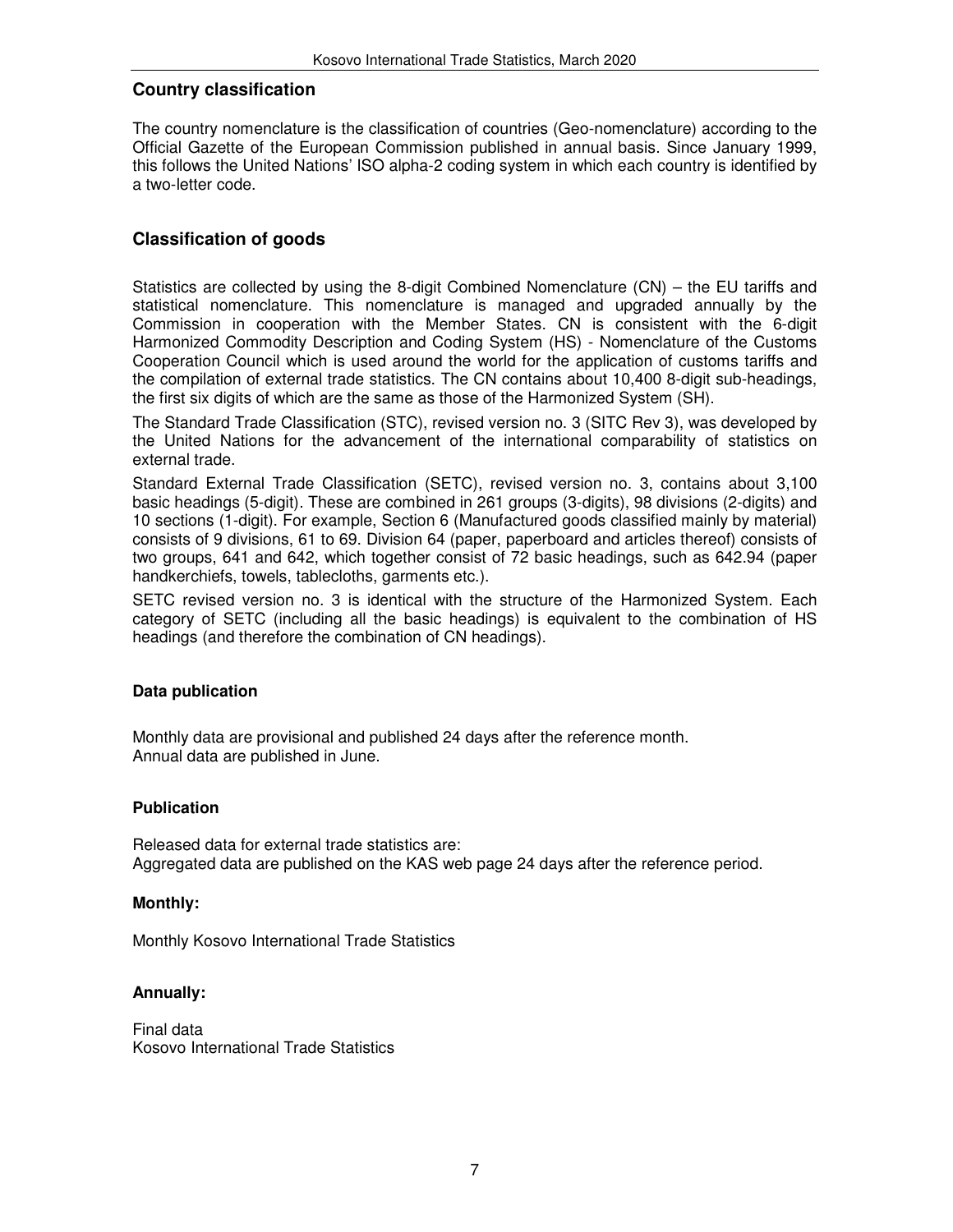## Country classification

The country nomenclature is the classification of countries (Geo-nomenclature) according to the Official Gazette of the European Commission published in annual basis. Since January 1999, this follows the United Nations' ISO alpha-2 coding system in which each country is identified by a two-letter code.

## Classification of goods

Statistics are collected by using the 8-digit Combined Nomenclature (CN) – the EU tariffs and statistical nomenclature. This nomenclature is managed and upgraded annually by the Commission in cooperation with the Member States. CN is consistent with the 6-digit Harmonized Commodity Description and Coding System (HS) - Nomenclature of the Customs Cooperation Council which is used around the world for the application of customs tariffs and the compilation of external trade statistics. The CN contains about 10,400 8-digit sub-headings, the first six digits of which are the same as those of the Harmonized System (SH).

The Standard Trade Classification (STC), revised version no. 3 (SITC Rev 3), was developed by the United Nations for the advancement of the international comparability of statistics on external trade.

Standard External Trade Classification (SETC), revised version no. 3, contains about 3,100 basic headings (5-digit). These are combined in 261 groups (3-digits), 98 divisions (2-digits) and 10 sections (1-digit). For example, Section 6 (Manufactured goods classified mainly by material) consists of 9 divisions, 61 to 69. Division 64 (paper, paperboard and articles thereof) consists of two groups, 641 and 642, which together consist of 72 basic headings, such as 642.94 (paper handkerchiefs, towels, tablecloths, garments etc.).

SETC revised version no. 3 is identical with the structure of the Harmonized System. Each category of SETC (including all the basic headings) is equivalent to the combination of HS headings (and therefore the combination of CN headings).

### Data publication

Monthly data are provisional and published 24 days after the reference month.
Annual data are published in June.

### Publication

Released data for external trade statistics are:
Aggregated data are published on the KAS web page 24 days after the reference period.

### Monthly:

Monthly Kosovo International Trade Statistics

### Annually:

Final data
Kosovo International Trade Statistics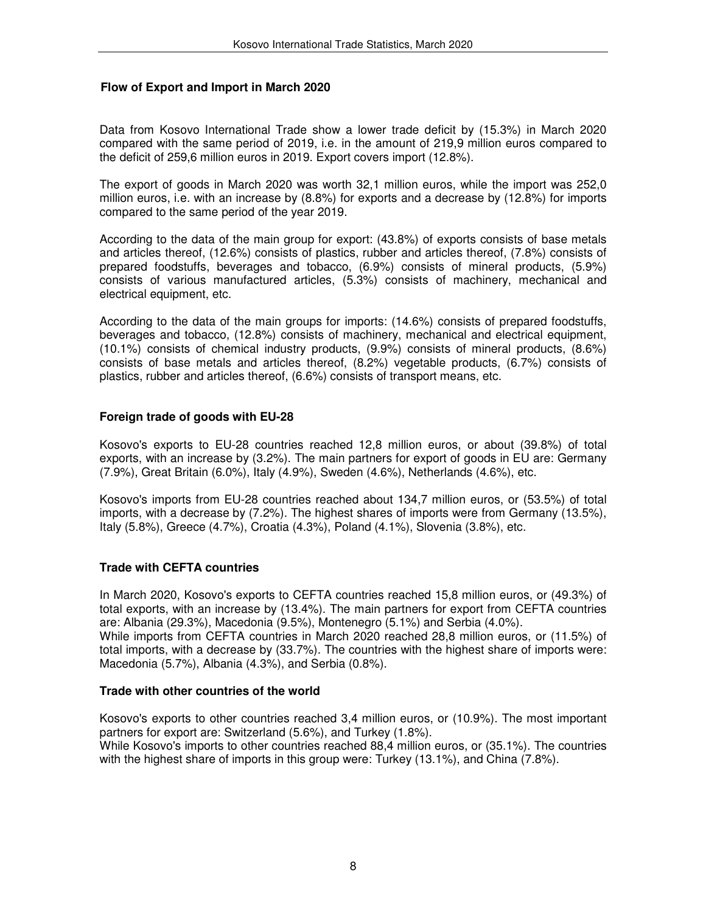## Flow of Export and Import in March 2020

Data from Kosovo International Trade show a lower trade deficit by (15.3%) in March 2020 compared with the same period of 2019, i.e. in the amount of 219,9 million euros compared to the deficit of 259,6 million euros in 2019. Export covers import (12.8%).

The export of goods in March 2020 was worth 32,1 million euros, while the import was 252,0 million euros, i.e. with an increase by (8.8%) for exports and a decrease by (12.8%) for imports compared to the same period of the year 2019.

According to the data of the main group for export: (43.8%) of exports consists of base metals and articles thereof, (12.6%) consists of plastics, rubber and articles thereof, (7.8%) consists of prepared foodstuffs, beverages and tobacco, (6.9%) consists of mineral products, (5.9%) consists of various manufactured articles, (5.3%) consists of machinery, mechanical and electrical equipment, etc.

According to the data of the main groups for imports: (14.6%) consists of prepared foodstuffs, beverages and tobacco, (12.8%) consists of machinery, mechanical and electrical equipment, (10.1%) consists of chemical industry products, (9.9%) consists of mineral products, (8.6%) consists of base metals and articles thereof, (8.2%) vegetable products, (6.7%) consists of plastics, rubber and articles thereof, (6.6%) consists of transport means, etc.

## Foreign trade of goods with EU-28

Kosovo's exports to EU-28 countries reached 12,8 million euros, or about (39.8%) of total exports, with an increase by (3.2%). The main partners for export of goods in EU are: Germany (7.9%), Great Britain (6.0%), Italy (4.9%), Sweden (4.6%), Netherlands (4.6%), etc.

Kosovo's imports from EU-28 countries reached about 134,7 million euros, or (53.5%) of total imports, with a decrease by (7.2%). The highest shares of imports were from Germany (13.5%), Italy (5.8%), Greece (4.7%), Croatia (4.3%), Poland (4.1%), Slovenia (3.8%), etc.

## Trade with CEFTA countries

In March 2020, Kosovo's exports to CEFTA countries reached 15,8 million euros, or (49.3%) of total exports, with an increase by (13.4%). The main partners for export from CEFTA countries are: Albania (29.3%), Macedonia (9.5%), Montenegro (5.1%) and Serbia (4.0%).
While imports from CEFTA countries in March 2020 reached 28,8 million euros, or (11.5%) of total imports, with a decrease by (33.7%). The countries with the highest share of imports were: Macedonia (5.7%), Albania (4.3%), and Serbia (0.8%).

## Trade with other countries of the world

Kosovo's exports to other countries reached 3,4 million euros, or (10.9%). The most important partners for export are: Switzerland (5.6%), and Turkey (1.8%).
While Kosovo's imports to other countries reached 88,4 million euros, or (35.1%). The countries with the highest share of imports in this group were: Turkey (13.1%), and China (7.8%).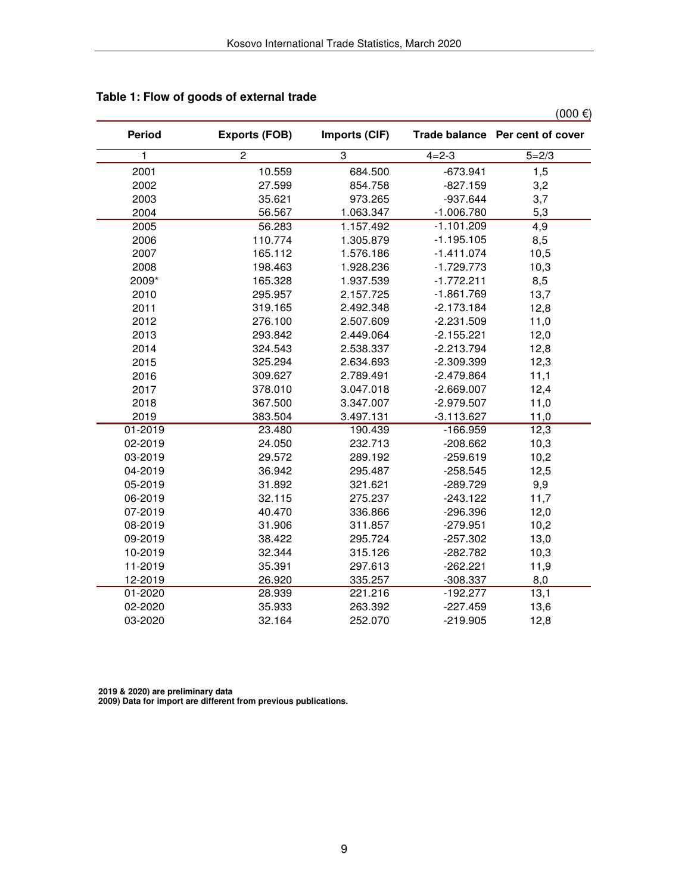**Table 1: Flow of goods of external trade**

(000 €)

| Period | Exports (FOB) | Imports (CIF) | Trade balance | Per cent of cover |
|---|---|---|---|---|
| 1 | 2 | 3 | 4=2-3 | 5=2/3 |
| 2001 | 10.559 | 684.500 | -673.941 | 1,5 |
| 2002 | 27.599 | 854.758 | -827.159 | 3,2 |
| 2003 | 35.621 | 973.265 | -937.644 | 3,7 |
| 2004 | 56.567 | 1.063.347 | -1.006.780 | 5,3 |
| 2005 | 56.283 | 1.157.492 | -1.101.209 | 4,9 |
| 2006 | 110.774 | 1.305.879 | -1.195.105 | 8,5 |
| 2007 | 165.112 | 1.576.186 | -1.411.074 | 10,5 |
| 2008 | 198.463 | 1.928.236 | -1.729.773 | 10,3 |
| 2009* | 165.328 | 1.937.539 | -1.772.211 | 8,5 |
| 2010 | 295.957 | 2.157.725 | -1.861.769 | 13,7 |
| 2011 | 319.165 | 2.492.348 | -2.173.184 | 12,8 |
| 2012 | 276.100 | 2.507.609 | -2.231.509 | 11,0 |
| 2013 | 293.842 | 2.449.064 | -2.155.221 | 12,0 |
| 2014 | 324.543 | 2.538.337 | -2.213.794 | 12,8 |
| 2015 | 325.294 | 2.634.693 | -2.309.399 | 12,3 |
| 2016 | 309.627 | 2.789.491 | -2.479.864 | 11,1 |
| 2017 | 378.010 | 3.047.018 | -2.669.007 | 12,4 |
| 2018 | 367.500 | 3.347.007 | -2.979.507 | 11,0 |
| 2019 | 383.504 | 3.497.131 | -3.113.627 | 11,0 |
| 01-2019 | 23.480 | 190.439 | -166.959 | 12,3 |
| 02-2019 | 24.050 | 232.713 | -208.662 | 10,3 |
| 03-2019 | 29.572 | 289.192 | -259.619 | 10,2 |
| 04-2019 | 36.942 | 295.487 | -258.545 | 12,5 |
| 05-2019 | 31.892 | 321.621 | -289.729 | 9,9 |
| 06-2019 | 32.115 | 275.237 | -243.122 | 11,7 |
| 07-2019 | 40.470 | 336.866 | -296.396 | 12,0 |
| 08-2019 | 31.906 | 311.857 | -279.951 | 10,2 |
| 09-2019 | 38.422 | 295.724 | -257.302 | 13,0 |
| 10-2019 | 32.344 | 315.126 | -282.782 | 10,3 |
| 11-2019 | 35.391 | 297.613 | -262.221 | 11,9 |
| 12-2019 | 26.920 | 335.257 | -308.337 | 8,0 |
| 01-2020 | 28.939 | 221.216 | -192.277 | 13,1 |
| 02-2020 | 35.933 | 263.392 | -227.459 | 13,6 |
| 03-2020 | 32.164 | 252.070 | -219.905 | 12,8 |

**2019 & 2020) are preliminary data**
**2009) Data for import are different from previous publications.**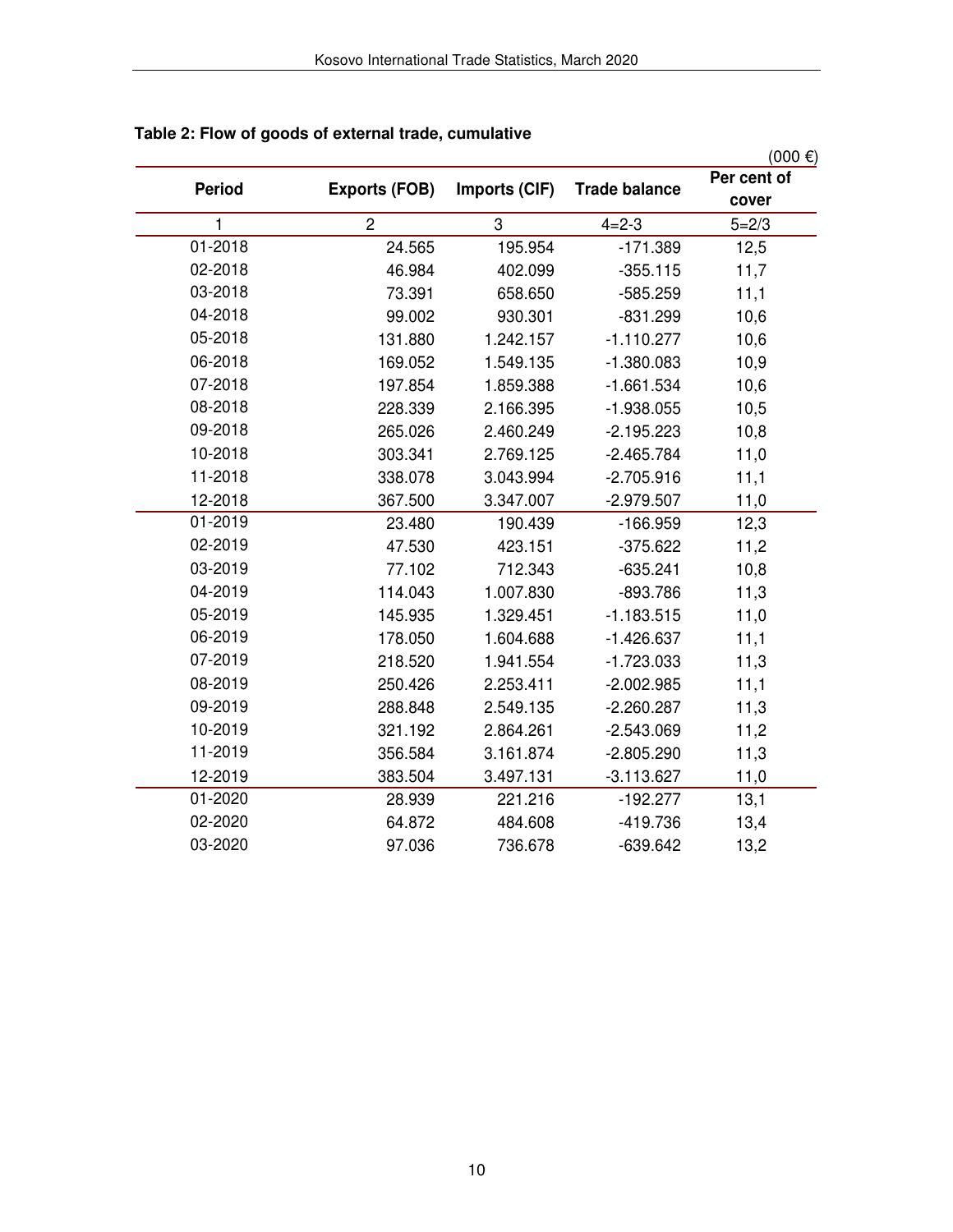**Table 2: Flow of goods of external trade, cumulative**

(000 €)

| Period | Exports (FOB) | Imports (CIF) | Trade balance | Per cent of cover |
|---|---|---|---|---|
| 1 | 2 | 3 | 4=2-3 | 5=2/3 |
| 01-2018 | 24.565 | 195.954 | -171.389 | 12,5 |
| 02-2018 | 46.984 | 402.099 | -355.115 | 11,7 |
| 03-2018 | 73.391 | 658.650 | -585.259 | 11,1 |
| 04-2018 | 99.002 | 930.301 | -831.299 | 10,6 |
| 05-2018 | 131.880 | 1.242.157 | -1.110.277 | 10,6 |
| 06-2018 | 169.052 | 1.549.135 | -1.380.083 | 10,9 |
| 07-2018 | 197.854 | 1.859.388 | -1.661.534 | 10,6 |
| 08-2018 | 228.339 | 2.166.395 | -1.938.055 | 10,5 |
| 09-2018 | 265.026 | 2.460.249 | -2.195.223 | 10,8 |
| 10-2018 | 303.341 | 2.769.125 | -2.465.784 | 11,0 |
| 11-2018 | 338.078 | 3.043.994 | -2.705.916 | 11,1 |
| 12-2018 | 367.500 | 3.347.007 | -2.979.507 | 11,0 |
| 01-2019 | 23.480 | 190.439 | -166.959 | 12,3 |
| 02-2019 | 47.530 | 423.151 | -375.622 | 11,2 |
| 03-2019 | 77.102 | 712.343 | -635.241 | 10,8 |
| 04-2019 | 114.043 | 1.007.830 | -893.786 | 11,3 |
| 05-2019 | 145.935 | 1.329.451 | -1.183.515 | 11,0 |
| 06-2019 | 178.050 | 1.604.688 | -1.426.637 | 11,1 |
| 07-2019 | 218.520 | 1.941.554 | -1.723.033 | 11,3 |
| 08-2019 | 250.426 | 2.253.411 | -2.002.985 | 11,1 |
| 09-2019 | 288.848 | 2.549.135 | -2.260.287 | 11,3 |
| 10-2019 | 321.192 | 2.864.261 | -2.543.069 | 11,2 |
| 11-2019 | 356.584 | 3.161.874 | -2.805.290 | 11,3 |
| 12-2019 | 383.504 | 3.497.131 | -3.113.627 | 11,0 |
| 01-2020 | 28.939 | 221.216 | -192.277 | 13,1 |
| 02-2020 | 64.872 | 484.608 | -419.736 | 13,4 |
| 03-2020 | 97.036 | 736.678 | -639.642 | 13,2 |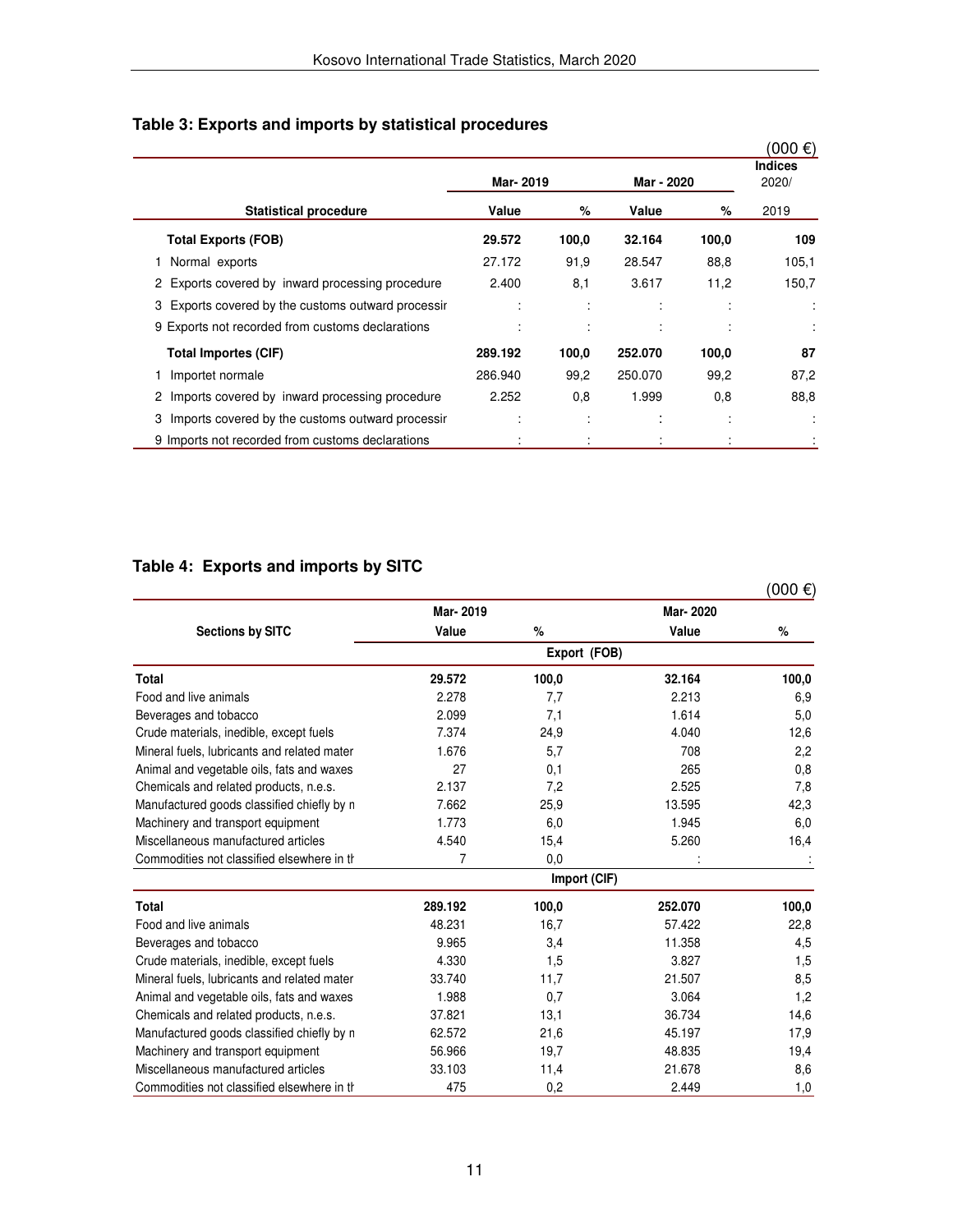## Table 3: Exports and imports by statistical procedures

(000 €)

| Statistical procedure | Mar- 2019 Value | % | Mar - 2020 Value | % | Indices 2020/ 2019 |
|---|---|---|---|---|---|
| **Total Exports (FOB)** | **29.572** | **100,0** | **32.164** | **100,0** | **109** |
| 1 Normal exports | 27.172 | 91,9 | 28.547 | 88,8 | 105,1 |
| 2 Exports covered by inward processing procedure | 2.400 | 8,1 | 3.617 | 11,2 | 150,7 |
| 3 Exports covered by the customs outward processir | : | : | : | : | : |
| 9 Exports not recorded from customs declarations | : | : | : | : | : |
| **Total Importes (CIF)** | **289.192** | **100,0** | **252.070** | **100,0** | **87** |
| 1 Importet normale | 286.940 | 99,2 | 250.070 | 99,2 | 87,2 |
| 2 Imports covered by inward processing procedure | 2.252 | 0,8 | 1.999 | 0,8 | 88,8 |
| 3 Imports covered by the customs outward processir | : | : | : | : | : |
| 9 Imports not recorded from customs declarations | : | : | : | : | : |

## Table 4: Exports and imports by SITC

(000 €)

| Sections by SITC | Mar- 2019 Value | % | Mar- 2020 Value | % |
|---|---|---|---|---|
| | | **Export (FOB)** | | |
| **Total** | **29.572** | **100,0** | **32.164** | **100,0** |
| Food and live animals | 2.278 | 7,7 | 2.213 | 6,9 |
| Beverages and tobacco | 2.099 | 7,1 | 1.614 | 5,0 |
| Crude materials, inedible, except fuels | 7.374 | 24,9 | 4.040 | 12,6 |
| Mineral fuels, lubricants and related mater | 1.676 | 5,7 | 708 | 2,2 |
| Animal and vegetable oils, fats and waxes | 27 | 0,1 | 265 | 0,8 |
| Chemicals and related products, n.e.s. | 2.137 | 7,2 | 2.525 | 7,8 |
| Manufactured goods classified chiefly by n | 7.662 | 25,9 | 13.595 | 42,3 |
| Machinery and transport equipment | 1.773 | 6,0 | 1.945 | 6,0 |
| Miscellaneous manufactured articles | 4.540 | 15,4 | 5.260 | 16,4 |
| Commodities not classified elsewhere in th | 7 | 0,0 | : | : |
| | | **Import (CIF)** | | |
| **Total** | **289.192** | **100,0** | **252.070** | **100,0** |
| Food and live animals | 48.231 | 16,7 | 57.422 | 22,8 |
| Beverages and tobacco | 9.965 | 3,4 | 11.358 | 4,5 |
| Crude materials, inedible, except fuels | 4.330 | 1,5 | 3.827 | 1,5 |
| Mineral fuels, lubricants and related mater | 33.740 | 11,7 | 21.507 | 8,5 |
| Animal and vegetable oils, fats and waxes | 1.988 | 0,7 | 3.064 | 1,2 |
| Chemicals and related products, n.e.s. | 37.821 | 13,1 | 36.734 | 14,6 |
| Manufactured goods classified chiefly by n | 62.572 | 21,6 | 45.197 | 17,9 |
| Machinery and transport equipment | 56.966 | 19,7 | 48.835 | 19,4 |
| Miscellaneous manufactured articles | 33.103 | 11,4 | 21.678 | 8,6 |
| Commodities not classified elsewhere in th | 475 | 0,2 | 2.449 | 1,0 |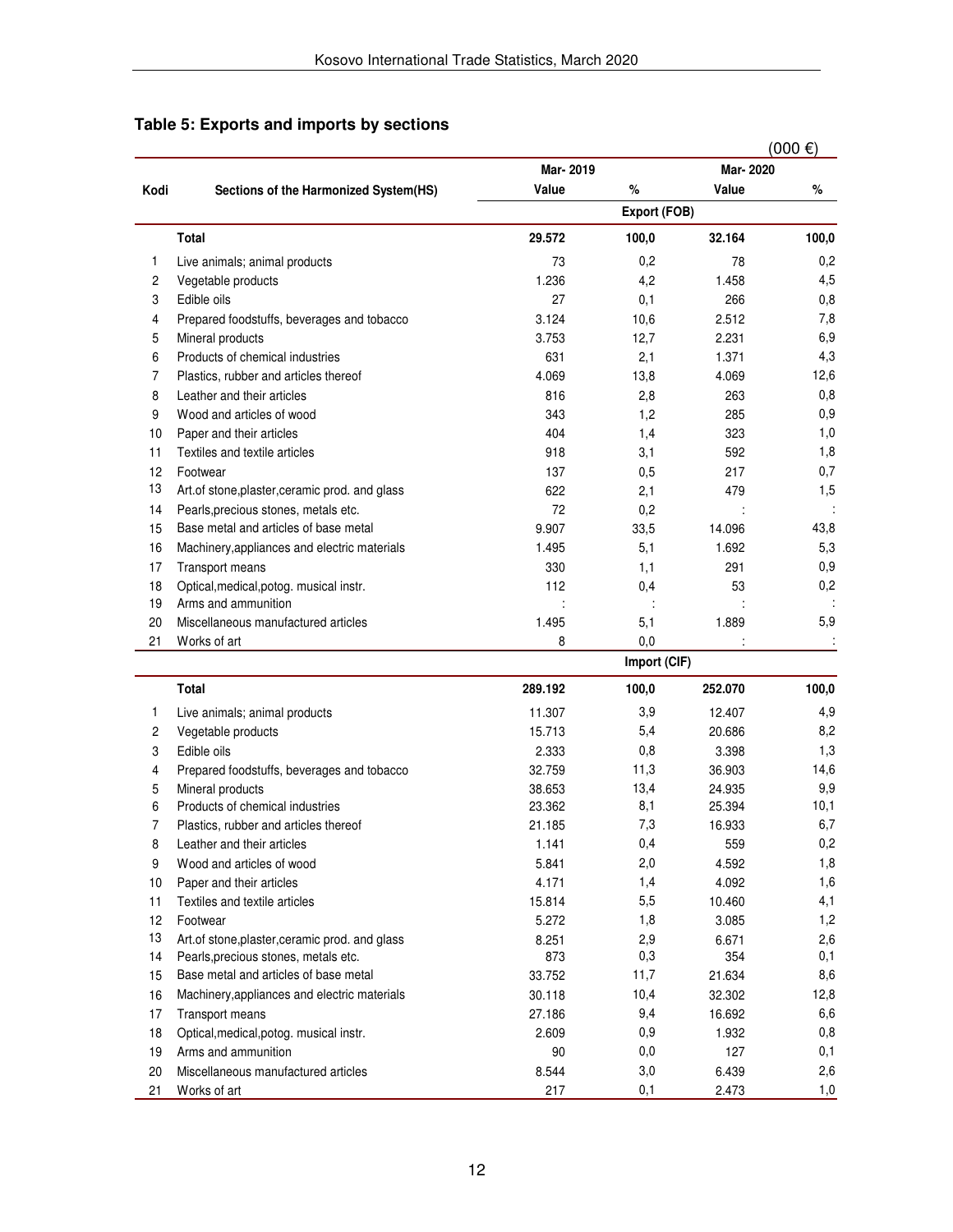## Table 5: Exports and imports by sections

(000 €)

| Kodi | Sections of the Harmonized System(HS) | Mar- 2019 Value | % | Mar- 2020 Value | % |
|---|---|---|---|---|---|
| | | | **Export (FOB)** | | |
| | **Total** | **29.572** | **100,0** | **32.164** | **100,0** |
| 1 | Live animals; animal products | 73 | 0,2 | 78 | 0,2 |
| 2 | Vegetable products | 1.236 | 4,2 | 1.458 | 4,5 |
| 3 | Edible oils | 27 | 0,1 | 266 | 0,8 |
| 4 | Prepared foodstuffs, beverages and tobacco | 3.124 | 10,6 | 2.512 | 7,8 |
| 5 | Mineral products | 3.753 | 12,7 | 2.231 | 6,9 |
| 6 | Products of chemical industries | 631 | 2,1 | 1.371 | 4,3 |
| 7 | Plastics, rubber and articles thereof | 4.069 | 13,8 | 4.069 | 12,6 |
| 8 | Leather and their articles | 816 | 2,8 | 263 | 0,8 |
| 9 | Wood and articles of wood | 343 | 1,2 | 285 | 0,9 |
| 10 | Paper and their articles | 404 | 1,4 | 323 | 1,0 |
| 11 | Textiles and textile articles | 918 | 3,1 | 592 | 1,8 |
| 12 | Footwear | 137 | 0,5 | 217 | 0,7 |
| 13 | Art.of stone,plaster,ceramic prod. and glass | 622 | 2,1 | 479 | 1,5 |
| 14 | Pearls,precious stones, metals etc. | 72 | 0,2 | : | : |
| 15 | Base metal and articles of base metal | 9.907 | 33,5 | 14.096 | 43,8 |
| 16 | Machinery,appliances and electric materials | 1.495 | 5,1 | 1.692 | 5,3 |
| 17 | Transport means | 330 | 1,1 | 291 | 0,9 |
| 18 | Optical,medical,potog. musical instr. | 112 | 0,4 | 53 | 0,2 |
| 19 | Arms and ammunition | : | : | : | : |
| 20 | Miscellaneous manufactured articles | 1.495 | 5,1 | 1.889 | 5,9 |
| 21 | Works of art | 8 | 0,0 | : | : |
| | | | **Import (CIF)** | | |
| | **Total** | **289.192** | **100,0** | **252.070** | **100,0** |
| 1 | Live animals; animal products | 11.307 | 3,9 | 12.407 | 4,9 |
| 2 | Vegetable products | 15.713 | 5,4 | 20.686 | 8,2 |
| 3 | Edible oils | 2.333 | 0,8 | 3.398 | 1,3 |
| 4 | Prepared foodstuffs, beverages and tobacco | 32.759 | 11,3 | 36.903 | 14,6 |
| 5 | Mineral products | 38.653 | 13,4 | 24.935 | 9,9 |
| 6 | Products of chemical industries | 23.362 | 8,1 | 25.394 | 10,1 |
| 7 | Plastics, rubber and articles thereof | 21.185 | 7,3 | 16.933 | 6,7 |
| 8 | Leather and their articles | 1.141 | 0,4 | 559 | 0,2 |
| 9 | Wood and articles of wood | 5.841 | 2,0 | 4.592 | 1,8 |
| 10 | Paper and their articles | 4.171 | 1,4 | 4.092 | 1,6 |
| 11 | Textiles and textile articles | 15.814 | 5,5 | 10.460 | 4,1 |
| 12 | Footwear | 5.272 | 1,8 | 3.085 | 1,2 |
| 13 | Art.of stone,plaster,ceramic prod. and glass | 8.251 | 2,9 | 6.671 | 2,6 |
| 14 | Pearls,precious stones, metals etc. | 873 | 0,3 | 354 | 0,1 |
| 15 | Base metal and articles of base metal | 33.752 | 11,7 | 21.634 | 8,6 |
| 16 | Machinery,appliances and electric materials | 30.118 | 10,4 | 32.302 | 12,8 |
| 17 | Transport means | 27.186 | 9,4 | 16.692 | 6,6 |
| 18 | Optical,medical,potog. musical instr. | 2.609 | 0,9 | 1.932 | 0,8 |
| 19 | Arms and ammunition | 90 | 0,0 | 127 | 0,1 |
| 20 | Miscellaneous manufactured articles | 8.544 | 3,0 | 6.439 | 2,6 |
| 21 | Works of art | 217 | 0,1 | 2.473 | 1,0 |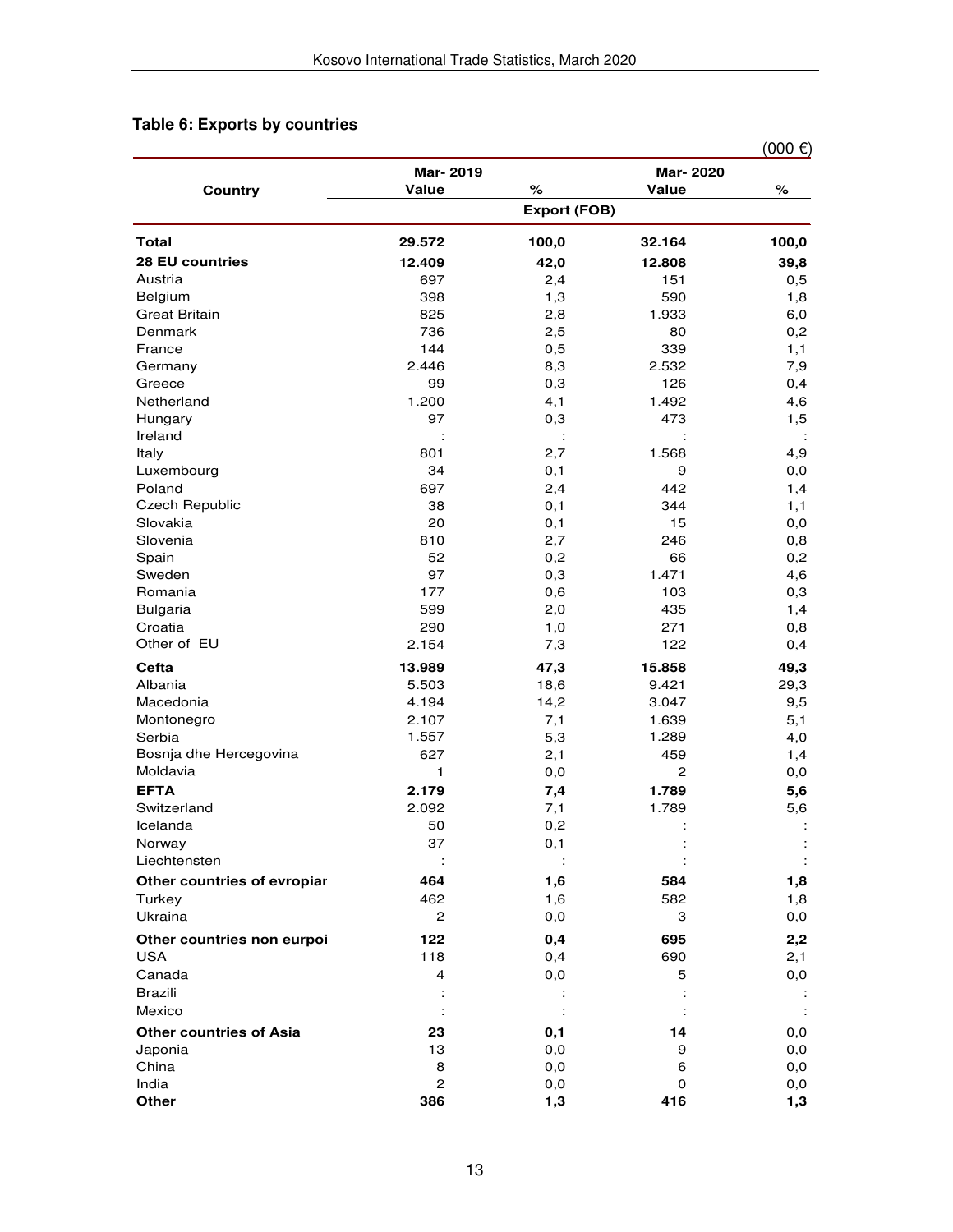## Table 6: Exports by countries

(000 €)

| Country | Mar- 2019 | | Mar- 2020 | |
|---|---|---|---|---|
| | Value | % | Value | % |
| | Export (FOB) | | | |
| **Total** | **29.572** | **100,0** | **32.164** | **100,0** |
| **28 EU countries** | **12.409** | **42,0** | **12.808** | **39,8** |
| Austria | 697 | 2,4 | 151 | 0,5 |
| Belgium | 398 | 1,3 | 590 | 1,8 |
| Great Britain | 825 | 2,8 | 1.933 | 6,0 |
| Denmark | 736 | 2,5 | 80 | 0,2 |
| France | 144 | 0,5 | 339 | 1,1 |
| Germany | 2.446 | 8,3 | 2.532 | 7,9 |
| Greece | 99 | 0,3 | 126 | 0,4 |
| Netherland | 1.200 | 4,1 | 1.492 | 4,6 |
| Hungary | 97 | 0,3 | 473 | 1,5 |
| Ireland | : | : | : | : |
| Italy | 801 | 2,7 | 1.568 | 4,9 |
| Luxembourg | 34 | 0,1 | 9 | 0,0 |
| Poland | 697 | 2,4 | 442 | 1,4 |
| Czech Republic | 38 | 0,1 | 344 | 1,1 |
| Slovakia | 20 | 0,1 | 15 | 0,0 |
| Slovenia | 810 | 2,7 | 246 | 0,8 |
| Spain | 52 | 0,2 | 66 | 0,2 |
| Sweden | 97 | 0,3 | 1.471 | 4,6 |
| Romania | 177 | 0,6 | 103 | 0,3 |
| Bulgaria | 599 | 2,0 | 435 | 1,4 |
| Croatia | 290 | 1,0 | 271 | 0,8 |
| Other of EU | 2.154 | 7,3 | 122 | 0,4 |
| **Cefta** | **13.989** | **47,3** | **15.858** | **49,3** |
| Albania | 5.503 | 18,6 | 9.421 | 29,3 |
| Macedonia | 4.194 | 14,2 | 3.047 | 9,5 |
| Montonegro | 2.107 | 7,1 | 1.639 | 5,1 |
| Serbia | 1.557 | 5,3 | 1.289 | 4,0 |
| Bosnja dhe Hercegovina | 627 | 2,1 | 459 | 1,4 |
| Moldavia | 1 | 0,0 | 2 | 0,0 |
| **EFTA** | **2.179** | **7,4** | **1.789** | **5,6** |
| Switzerland | 2.092 | 7,1 | 1.789 | 5,6 |
| Icelanda | 50 | 0,2 | : | : |
| Norway | 37 | 0,1 | : | : |
| Liechtensten | : | : | : | : |
| **Other countries of evropiar** | **464** | **1,6** | **584** | **1,8** |
| Turkey | 462 | 1,6 | 582 | 1,8 |
| Ukraina | 2 | 0,0 | 3 | 0,0 |
| **Other countries non eurpoi** | **122** | **0,4** | **695** | **2,2** |
| USA | 118 | 0,4 | 690 | 2,1 |
| Canada | 4 | 0,0 | 5 | 0,0 |
| Brazili | : | : | : | : |
| Mexico | : | : | : | : |
| **Other countries of Asia** | **23** | **0,1** | **14** | 0,0 |
| Japonia | 13 | 0,0 | 9 | 0,0 |
| China | 8 | 0,0 | 6 | 0,0 |
| India | 2 | 0,0 | 0 | 0,0 |
| **Other** | **386** | **1,3** | **416** | **1,3** |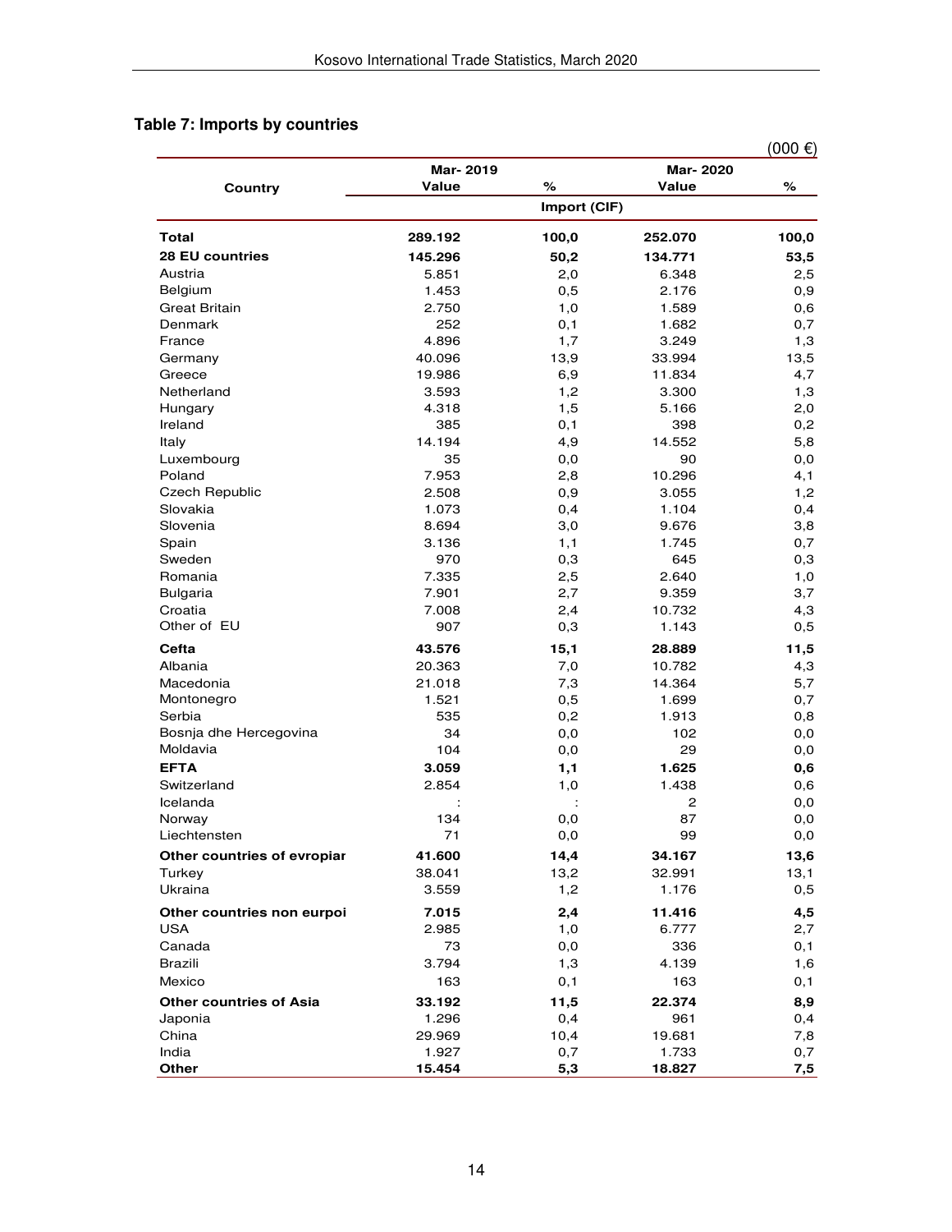## Table 7: Imports by countries

(000 €)

| Country | Mar- 2019 Value | % | Mar- 2020 Value | % |
|---|---|---|---|---|
| | Import (CIF) | | | |
| **Total** | **289.192** | **100,0** | **252.070** | **100,0** |
| **28 EU countries** | **145.296** | **50,2** | **134.771** | **53,5** |
| Austria | 5.851 | 2,0 | 6.348 | 2,5 |
| Belgium | 1.453 | 0,5 | 2.176 | 0,9 |
| Great Britain | 2.750 | 1,0 | 1.589 | 0,6 |
| Denmark | 252 | 0,1 | 1.682 | 0,7 |
| France | 4.896 | 1,7 | 3.249 | 1,3 |
| Germany | 40.096 | 13,9 | 33.994 | 13,5 |
| Greece | 19.986 | 6,9 | 11.834 | 4,7 |
| Netherland | 3.593 | 1,2 | 3.300 | 1,3 |
| Hungary | 4.318 | 1,5 | 5.166 | 2,0 |
| Ireland | 385 | 0,1 | 398 | 0,2 |
| Italy | 14.194 | 4,9 | 14.552 | 5,8 |
| Luxembourg | 35 | 0,0 | 90 | 0,0 |
| Poland | 7.953 | 2,8 | 10.296 | 4,1 |
| Czech Republic | 2.508 | 0,9 | 3.055 | 1,2 |
| Slovakia | 1.073 | 0,4 | 1.104 | 0,4 |
| Slovenia | 8.694 | 3,0 | 9.676 | 3,8 |
| Spain | 3.136 | 1,1 | 1.745 | 0,7 |
| Sweden | 970 | 0,3 | 645 | 0,3 |
| Romania | 7.335 | 2,5 | 2.640 | 1,0 |
| Bulgaria | 7.901 | 2,7 | 9.359 | 3,7 |
| Croatia | 7.008 | 2,4 | 10.732 | 4,3 |
| Other of EU | 907 | 0,3 | 1.143 | 0,5 |
| **Cefta** | **43.576** | **15,1** | **28.889** | **11,5** |
| Albania | 20.363 | 7,0 | 10.782 | 4,3 |
| Macedonia | 21.018 | 7,3 | 14.364 | 5,7 |
| Montonegro | 1.521 | 0,5 | 1.699 | 0,7 |
| Serbia | 535 | 0,2 | 1.913 | 0,8 |
| Bosnja dhe Hercegovina | 34 | 0,0 | 102 | 0,0 |
| Moldavia | 104 | 0,0 | 29 | 0,0 |
| **EFTA** | **3.059** | **1,1** | **1.625** | **0,6** |
| Switzerland | 2.854 | 1,0 | 1.438 | 0,6 |
| Icelanda | : | : | 2 | 0,0 |
| Norway | 134 | 0,0 | 87 | 0,0 |
| Liechtensten | 71 | 0,0 | 99 | 0,0 |
| **Other countries of evropiar** | **41.600** | **14,4** | **34.167** | **13,6** |
| Turkey | 38.041 | 13,2 | 32.991 | 13,1 |
| Ukraina | 3.559 | 1,2 | 1.176 | 0,5 |
| **Other countries non eurpoi** | **7.015** | **2,4** | **11.416** | **4,5** |
| USA | 2.985 | 1,0 | 6.777 | 2,7 |
| Canada | 73 | 0,0 | 336 | 0,1 |
| Brazili | 3.794 | 1,3 | 4.139 | 1,6 |
| Mexico | 163 | 0,1 | 163 | 0,1 |
| **Other countries of Asia** | **33.192** | **11,5** | **22.374** | **8,9** |
| Japonia | 1.296 | 0,4 | 961 | 0,4 |
| China | 29.969 | 10,4 | 19.681 | 7,8 |
| India | 1.927 | 0,7 | 1.733 | 0,7 |
| **Other** | **15.454** | **5,3** | **18.827** | **7,5** |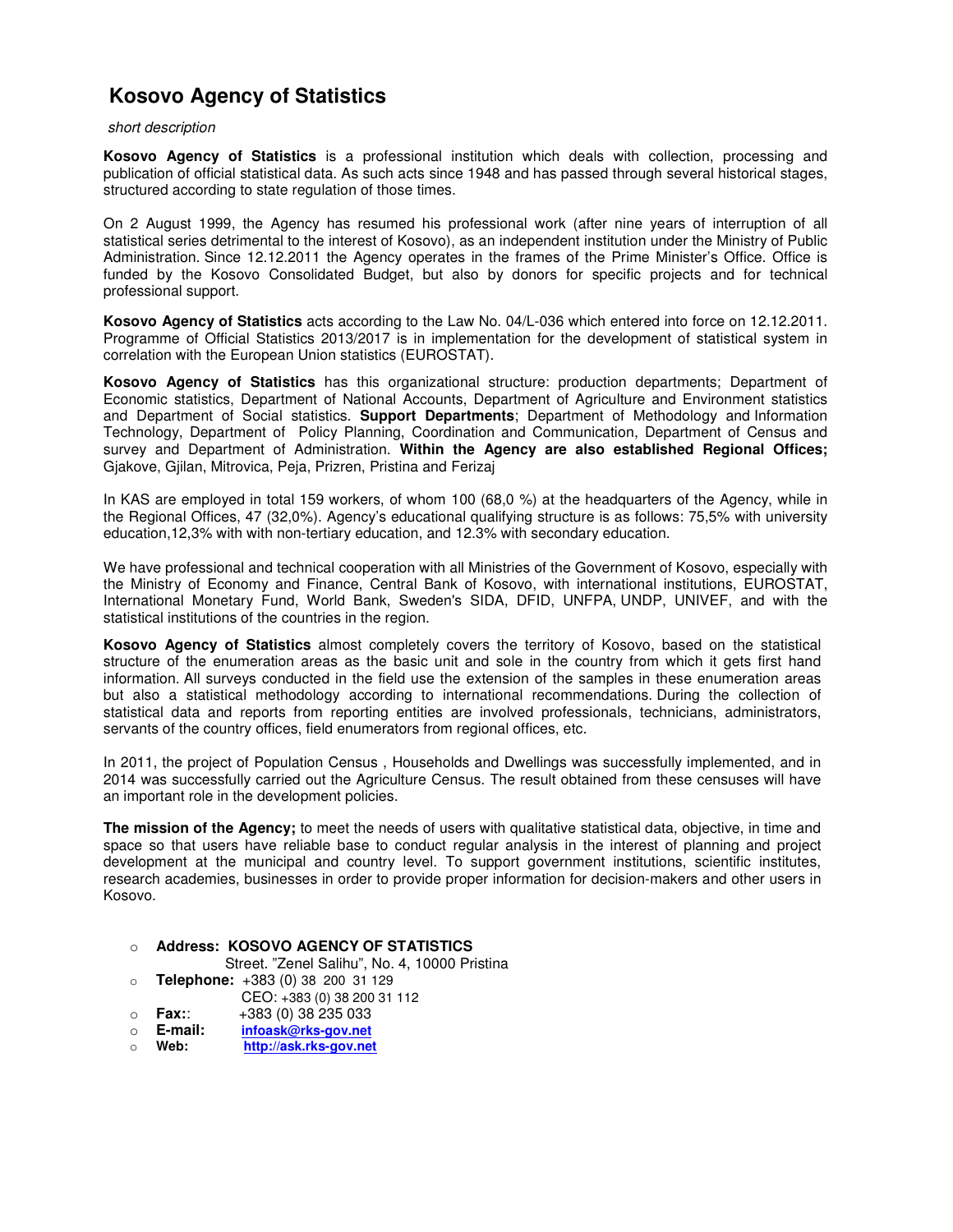# Kosovo Agency of Statistics

*short description*

**Kosovo Agency of Statistics** is a professional institution which deals with collection, processing and publication of official statistical data. As such acts since 1948 and has passed through several historical stages, structured according to state regulation of those times.

On 2 August 1999, the Agency has resumed his professional work (after nine years of interruption of all statistical series detrimental to the interest of Kosovo), as an independent institution under the Ministry of Public Administration. Since 12.12.2011 the Agency operates in the frames of the Prime Minister's Office. Office is funded by the Kosovo Consolidated Budget, but also by donors for specific projects and for technical professional support.

**Kosovo Agency of Statistics** acts according to the Law No. 04/L-036 which entered into force on 12.12.2011. Programme of Official Statistics 2013/2017 is in implementation for the development of statistical system in correlation with the European Union statistics (EUROSTAT).

**Kosovo Agency of Statistics** has this organizational structure: production departments; Department of Economic statistics, Department of National Accounts, Department of Agriculture and Environment statistics and Department of Social statistics. **Support Departments**; Department of Methodology and Information Technology, Department of Policy Planning, Coordination and Communication, Department of Census and survey and Department of Administration. **Within the Agency are also established Regional Offices;** Gjakove, Gjilan, Mitrovica, Peja, Prizren, Pristina and Ferizaj

In KAS are employed in total 159 workers, of whom 100 (68,0 %) at the headquarters of the Agency, while in the Regional Offices, 47 (32,0%). Agency's educational qualifying structure is as follows: 75,5% with university education,12,3% with with non-tertiary education, and 12.3% with secondary education.

We have professional and technical cooperation with all Ministries of the Government of Kosovo, especially with the Ministry of Economy and Finance, Central Bank of Kosovo, with international institutions, EUROSTAT, International Monetary Fund, World Bank, Sweden's SIDA, DFID, UNFPA, UNDP, UNIVEF, and with the statistical institutions of the countries in the region.

**Kosovo Agency of Statistics** almost completely covers the territory of Kosovo, based on the statistical structure of the enumeration areas as the basic unit and sole in the country from which it gets first hand information. All surveys conducted in the field use the extension of the samples in these enumeration areas but also a statistical methodology according to international recommendations. During the collection of statistical data and reports from reporting entities are involved professionals, technicians, administrators, servants of the country offices, field enumerators from regional offices, etc.

In 2011, the project of Population Census , Households and Dwellings was successfully implemented, and in 2014 was successfully carried out the Agriculture Census. The result obtained from these censuses will have an important role in the development policies.

**The mission of the Agency;** to meet the needs of users with qualitative statistical data, objective, in time and space so that users have reliable base to conduct regular analysis in the interest of planning and project development at the municipal and country level. To support government institutions, scientific institutes, research academies, businesses in order to provide proper information for decision-makers and other users in Kosovo.

- **Address: KOSOVO AGENCY OF STATISTICS**
  Street. "Zenel Salihu", No. 4, 10000 Pristina
- **Telephone:** +383 (0) 38 200 31 129
  CEO: +383 (0) 38 200 31 112
- **Fax::** +383 (0) 38 235 033
- **E-mail:** infoask@rks-gov.net
- **Web:** http://ask.rks-gov.net